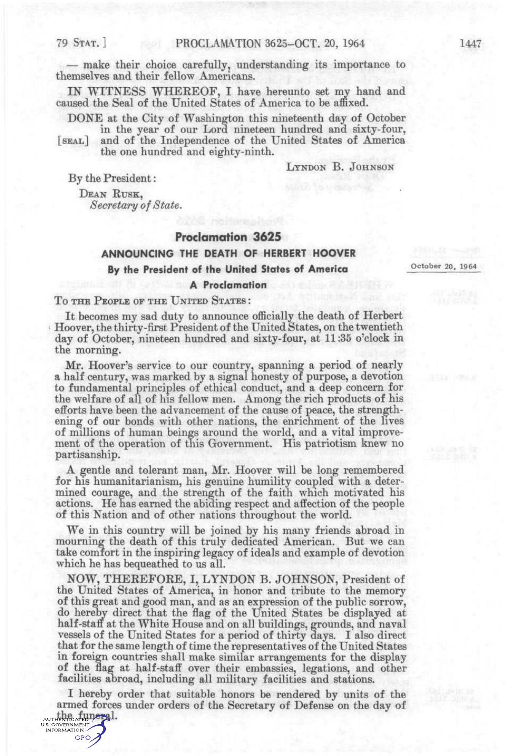— make their choice carefully, understanding its importance to themselves and their fellow Americans.

IN WITNESS WHEREOF, I have hereunto set my hand and caused the Seal of the United States of America to be affixed.

DONE at the City of Washington this nineteenth day of October in the year of our Lord nineteen hundred and sixty-four, [SEAL] and of the Independence of the United States of America the one hundred and eighty-ninth.

LYNDON B. JOHNSON

By the President:

DEAN RUSK,
*Secretary of State.*

# Proclamation 3625

## ANNOUNCING THE DEATH OF HERBERT HOOVER

**By the President of the United States of America**

October 20, 1964

**A Proclamation**

TO THE PEOPLE OF THE UNITED STATES:

It becomes my sad duty to announce officially the death of Herbert Hoover, the thirty-first President of the United States, on the twentieth day of October, nineteen hundred and sixty-four, at 11:35 o'clock in the morning.

Mr. Hoover's service to our country, spanning a period of nearly a half century, was marked by a signal honesty of purpose, a devotion to fundamental principles of ethical conduct, and a deep concern for the welfare of all of his fellow men. Among the rich products of his efforts have been the advancement of the cause of peace, the strengthening of our bonds with other nations, the enrichment of the lives of millions of human beings around the world, and a vital improvement of the operation of this Government. His patriotism knew no partisanship.

A gentle and tolerant man, Mr. Hoover will be long remembered for his humanitarianism, his genuine humility coupled with a determined courage, and the strength of the faith which motivated his actions. He has earned the abiding respect and affection of the people of this Nation and of other nations throughout the world.

We in this country will be joined by his many friends abroad in mourning the death of this truly dedicated American. But we can take comfort in the inspiring legacy of ideals and example of devotion which he has bequeathed to us all.

NOW, THEREFORE, I, LYNDON B. JOHNSON, President of the United States of America, in honor and tribute to the memory of this great and good man, and as an expression of the public sorrow, do hereby direct that the flag of the United States be displayed at half-staff at the White House and on all buildings, grounds, and naval vessels of the United States for a period of thirty days. I also direct that for the same length of time the representatives of the United States in foreign countries shall make similar arrangements for the display of the flag at half-staff over their embassies, legations, and other facilities abroad, including all military facilities and stations.

I hereby order that suitable honors be rendered by units of the armed forces under orders of the Secretary of Defense on the day of the funeral.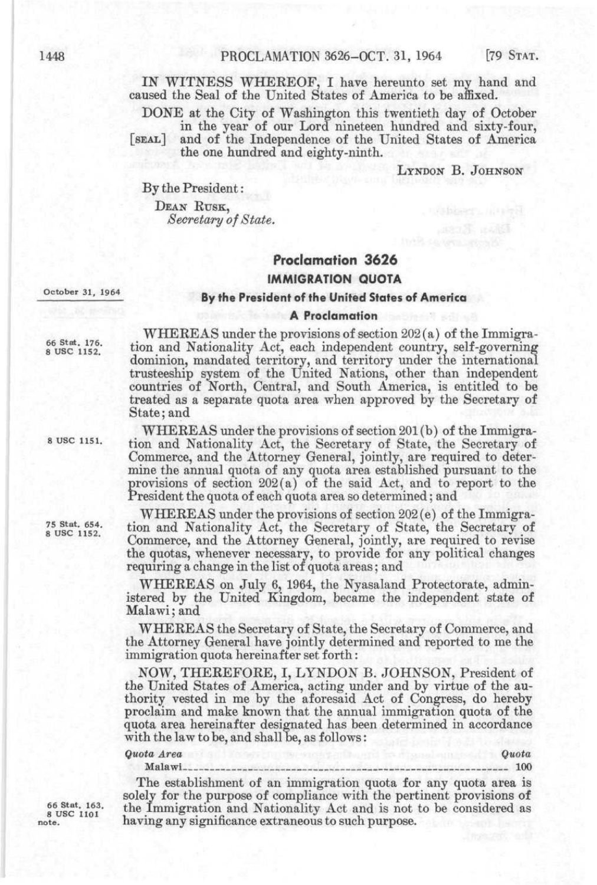IN WITNESS WHEREOF, I have hereunto set my hand and caused the Seal of the United States of America to be affixed.

DONE at the City of Washington this twentieth day of October in the year of our Lord nineteen hundred and sixty-four, [SEAL] and of the Independence of the United States of America the one hundred and eighty-ninth.

LYNDON B. JOHNSON

By the President:

DEAN RUSK,
*Secretary of State.*

## Proclamation 3626

### IMMIGRATION QUOTA

October 31, 1964

**By the President of the United States of America**

**A Proclamation**

WHEREAS under the provisions of section 202(a) of the Immigration and Nationality Act, each independent country, self-governing dominion, mandated territory, and territory under the international trusteeship system of the United Nations, other than independent countries of North, Central, and South America, is entitled to be treated as a separate quota area when approved by the Secretary of State; and

66 Stat. 176. 8 USC 1152.

WHEREAS under the provisions of section 201(b) of the Immigration and Nationality Act, the Secretary of State, the Secretary of Commerce, and the Attorney General, jointly, are required to determine the annual quota of any quota area established pursuant to the provisions of section 202(a) of the said Act, and to report to the President the quota of each quota area so determined; and

8 USC 1151.

WHEREAS under the provisions of section 202(e) of the Immigration and Nationality Act, the Secretary of State, the Secretary of Commerce, and the Attorney General, jointly, are required to revise the quotas, whenever necessary, to provide for any political changes requiring a change in the list of quota areas; and

75 Stat. 654. 8 USC 1152.

WHEREAS on July 6, 1964, the Nyasaland Protectorate, administered by the United Kingdom, became the independent state of Malawi; and

WHEREAS the Secretary of State, the Secretary of Commerce, and the Attorney General have jointly determined and reported to me the immigration quota hereinafter set forth:

NOW, THEREFORE, I, LYNDON B. JOHNSON, President of the United States of America, acting under and by virtue of the authority vested in me by the aforesaid Act of Congress, do hereby proclaim and make known that the annual immigration quota of the quota area hereinafter designated has been determined in accordance with the law to be, and shall be, as follows:

| *Quota Area* | *Quota* |
|---|---|
| Malawi | 100 |

The establishment of an immigration quota for any quota area is solely for the purpose of compliance with the pertinent provisions of the Immigration and Nationality Act and is not to be considered as having any significance extraneous to such purpose.

66 Stat. 163. 8 USC 1101 note.